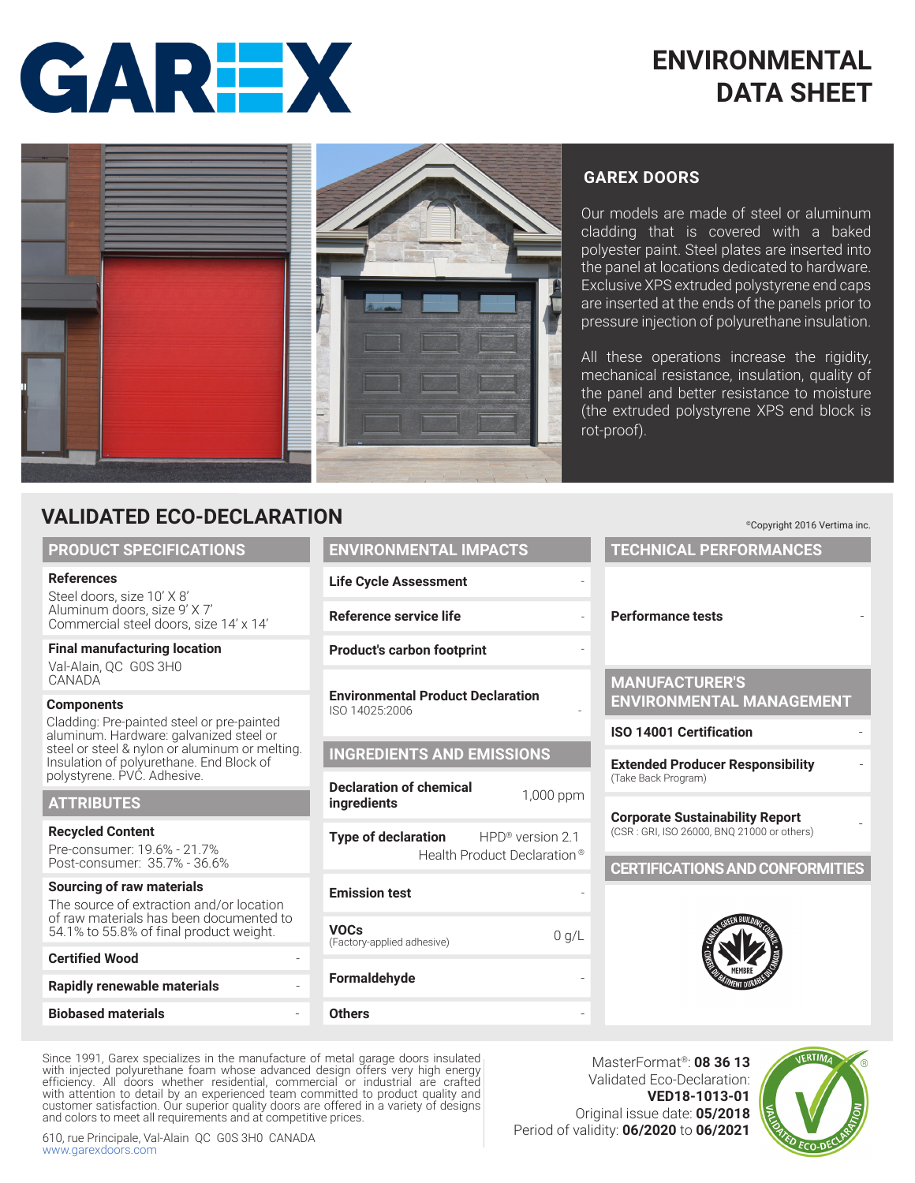# GAREX

# ENVIRONMENTAL DATA SHEET

## GAREX DOORS

Our models are made of steel or aluminum cladding that is covered with a baked polyester paint. Steel plates are inserted into the panel at locations dedicated to hardware. Exclusive XPS extruded polystyrene end caps are inserted at the ends of the panels prior to pressure injection of polyurethane insulation.

All these operations increase the rigidity, mechanical resistance, insulation, quality of the panel and better resistance to moisture (the extruded polystyrene XPS end block is rot-proof).

## VALIDATED ECO-DECLARATION

©Copyright 2016 Vertima inc.

### PRODUCT SPECIFICATIONS

**References**
Steel doors, size 10' X 8'
Aluminum doors, size 9' X 7'
Commercial steel doors, size 14' x 14'

**Final manufacturing location**
Val-Alain, QC G0S 3H0
CANADA

**Components**
Cladding: Pre-painted steel or pre-painted aluminum. Hardware: galvanized steel or steel or steel & nylon or aluminum or melting. Insulation of polyurethane. End Block of polystyrene. PVC. Adhesive.

### ATTRIBUTES

**Recycled Content**
Pre-consumer: 19.6% - 21.7%
Post-consumer: 35.7% - 36.6%

**Sourcing of raw materials**
The source of extraction and/or location of raw materials has been documented to 54.1% to 55.8% of final product weight.

| | |
|---|---|
| **Certified Wood** | - |
| **Rapidly renewable materials** | - |
| **Biobased materials** | - |

### ENVIRONMENTAL IMPACTS

| | |
|---|---|
| **Life Cycle Assessment** | - |
| **Reference service life** | - |
| **Product's carbon footprint** | - |
| **Environmental Product Declaration** ISO 14025:2006 | - |

### INGREDIENTS AND EMISSIONS

| | |
|---|---|
| **Declaration of chemical ingredients** | 1,000 ppm |
| **Type of declaration** | HPD® version 2.1 Health Product Declaration® |
| **Emission test** | - |
| **VOCs** (Factory-applied adhesive) | 0 g/L |
| **Formaldehyde** | - |
| **Others** | - |

### TECHNICAL PERFORMANCES

| | |
|---|---|
| **Performance tests** | - |

### MANUFACTURER'S ENVIRONMENTAL MANAGEMENT

| | |
|---|---|
| **ISO 14001 Certification** | - |
| **Extended Producer Responsibility** (Take Back Program) | - |
| **Corporate Sustainability Report** (CSR : GRI, ISO 26000, BNQ 21000 or others) | - |

### CERTIFICATIONS AND CONFORMITIES

Canada Green Building Council – Conseil du bâtiment durable du Canada – MEMBRE

Since 1991, Garex specializes in the manufacture of metal garage doors insulated with injected polyurethane foam whose advanced design offers very high energy efficiency. All doors whether residential, commercial or industrial are crafted with attention to detail by an experienced team committed to product quality and customer satisfaction. Our superior quality doors are offered in a variety of designs and colors to meet all requirements and at competitive prices.

610, rue Principale, Val-Alain QC G0S 3H0 CANADA
www.garexdoors.com

MasterFormat®: **08 36 13**
Validated Eco-Declaration: **VED18-1013-01**
Original issue date: **05/2018**
Period of validity: **06/2020** to **06/2021**

VERTIMA® – VALIDATED ECO-DECLARATION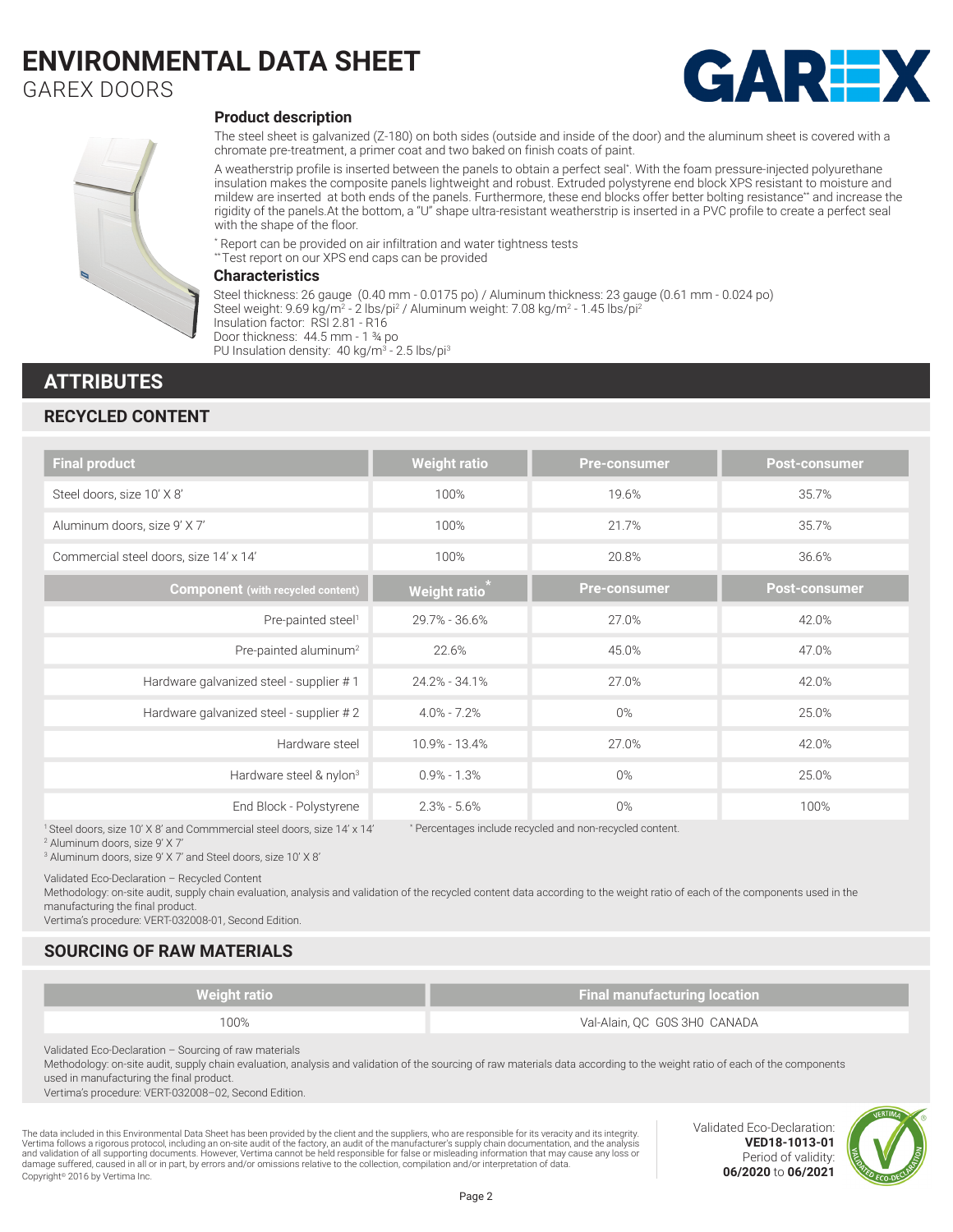# ENVIRONMENTAL DATA SHEET

GAREX DOORS

### Product description

The steel sheet is galvanized (Z-180) on both sides (outside and inside of the door) and the aluminum sheet is covered with a chromate pre-treatment, a primer coat and two baked on finish coats of paint.

A weatherstrip profile is inserted between the panels to obtain a perfect seal*. With the foam pressure-injected polyurethane insulation makes the composite panels lightweight and robust. Extruded polystyrene end block XPS resistant to moisture and mildew are inserted at both ends of the panels. Furthermore, these end blocks offer better bolting resistance** and increase the rigidity of the panels.At the bottom, a "U" shape ultra-resistant weatherstrip is inserted in a PVC profile to create a perfect seal with the shape of the floor.

* Report can be provided on air infiltration and water tightness tests
** Test report on our XPS end caps can be provided

### Characteristics

Steel thickness: 26 gauge (0.40 mm - 0.0175 po) / Aluminum thickness: 23 gauge (0.61 mm - 0.024 po)
Steel weight: 9.69 kg/m² - 2 lbs/pi² / Aluminum weight: 7.08 kg/m² - 1.45 lbs/pi²
Insulation factor: RSI 2.81 - R16
Door thickness: 44.5 mm - 1 ¾ po
PU Insulation density: 40 kg/m³ - 2.5 lbs/pi³

## ATTRIBUTES

### RECYCLED CONTENT

| Final product | Weight ratio | Pre-consumer | Post-consumer |
|---|---|---|---|
| Steel doors, size 10' X 8' | 100% | 19.6% | 35.7% |
| Aluminum doors, size 9' X 7' | 100% | 21.7% | 35.7% |
| Commercial steel doors, size 14' x 14' | 100% | 20.8% | 36.6% |
| **Component (with recycled content)** | **Weight ratio*** | **Pre-consumer** | **Post-consumer** |
| Pre-painted steel[1] | 29.7% - 36.6% | 27.0% | 42.0% |
| Pre-painted aluminum[2] | 22.6% | 45.0% | 47.0% |
| Hardware galvanized steel - supplier # 1 | 24.2% - 34.1% | 27.0% | 42.0% |
| Hardware galvanized steel - supplier # 2 | 4.0% - 7.2% | 0% | 25.0% |
| Hardware steel | 10.9% - 13.4% | 27.0% | 42.0% |
| Hardware steel & nylon[3] | 0.9% - 1.3% | 0% | 25.0% |
| End Block - Polystyrene | 2.3% - 5.6% | 0% | 100% |

[1] Steel doors, size 10' X 8' and Commmercial steel doors, size 14' x 14'
[2] Aluminum doors, size 9' X 7'
[3] Aluminum doors, size 9' X 7' and Steel doors, size 10' X 8'

* Percentages include recycled and non-recycled content.

Validated Eco-Declaration – Recycled Content
Methodology: on-site audit, supply chain evaluation, analysis and validation of the recycled content data according to the weight ratio of each of the components used in the manufacturing the final product.
Vertima's procedure: VERT-032008-01, Second Edition.

### SOURCING OF RAW MATERIALS

| Weight ratio | Final manufacturing location |
|---|---|
| 100% | Val-Alain, QC G0S 3H0 CANADA |

Validated Eco-Declaration – Sourcing of raw materials
Methodology: on-site audit, supply chain evaluation, analysis and validation of the sourcing of raw materials data according to the weight ratio of each of the components used in manufacturing the final product.
Vertima's procedure: VERT-032008–02, Second Edition.

The data included in this Environmental Data Sheet has been provided by the client and the suppliers, who are responsible for its veracity and its integrity. Vertima follows a rigorous protocol, including an on-site audit of the factory, an audit of the manufacturer's supply chain documentation, and the analysis and validation of all supporting documents. However, Vertima cannot be held responsible for false or misleading information that may cause any loss or damage suffered, caused in all or in part, by errors and/or omissions relative to the collection, compilation and/or interpretation of data.
Copyright© 2016 by Vertima Inc.

Validated Eco-Declaration: **VED18-1013-01**
Period of validity: **06/2020** to **06/2021**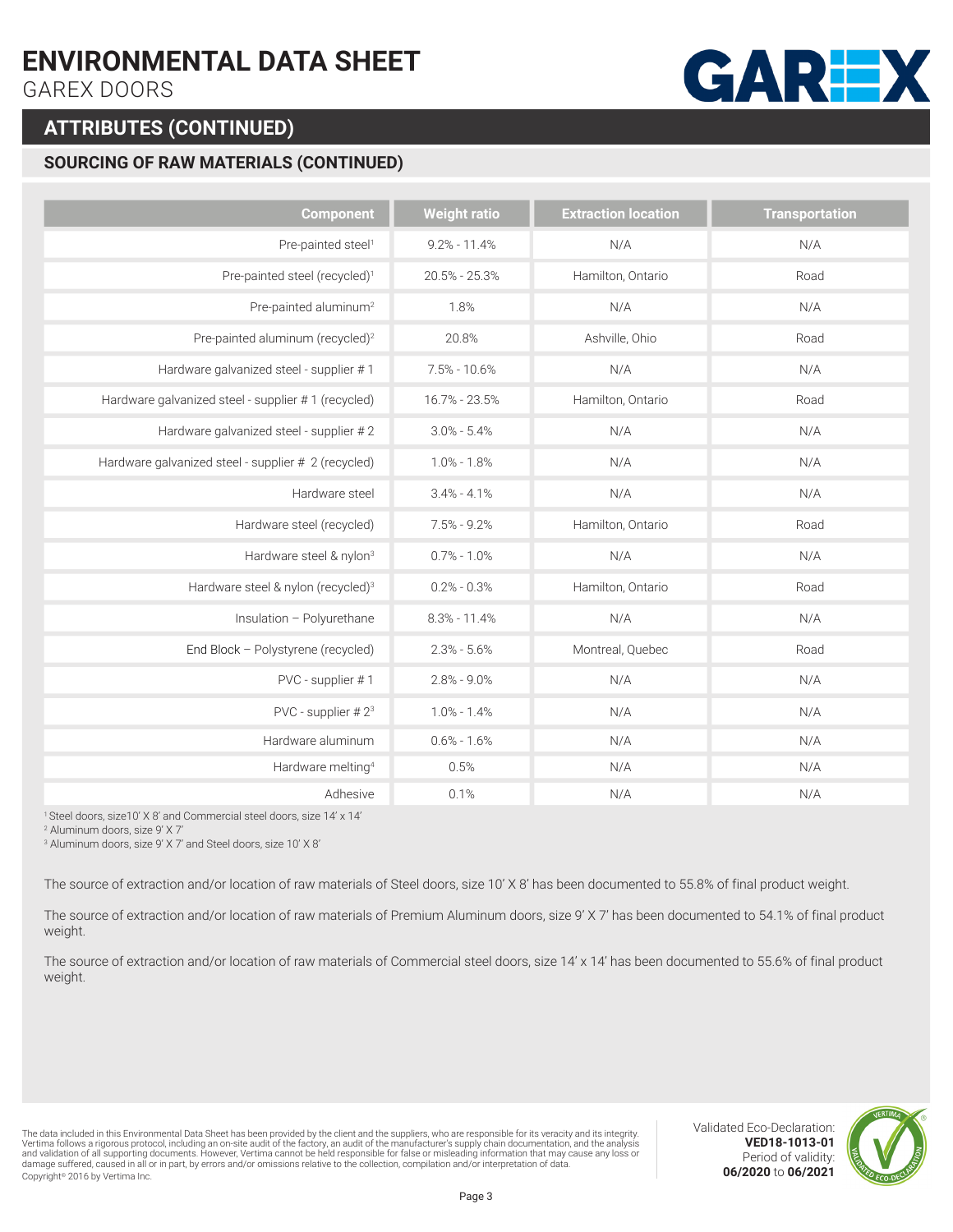# ENVIRONMENTAL DATA SHEET

GAREX DOORS

## ATTRIBUTES (CONTINUED)

### SOURCING OF RAW MATERIALS (CONTINUED)

| Component | Weight ratio | Extraction location | Transportation |
|---|---|---|---|
| Pre-painted steel[1] | 9.2% - 11.4% | N/A | N/A |
| Pre-painted steel (recycled)[1] | 20.5% - 25.3% | Hamilton, Ontario | Road |
| Pre-painted aluminum[2] | 1.8% | N/A | N/A |
| Pre-painted aluminum (recycled)[2] | 20.8% | Ashville, Ohio | Road |
| Hardware galvanized steel - supplier # 1 | 7.5% - 10.6% | N/A | N/A |
| Hardware galvanized steel - supplier # 1 (recycled) | 16.7% - 23.5% | Hamilton, Ontario | Road |
| Hardware galvanized steel - supplier # 2 | 3.0% - 5.4% | N/A | N/A |
| Hardware galvanized steel - supplier # 2 (recycled) | 1.0% - 1.8% | N/A | N/A |
| Hardware steel | 3.4% - 4.1% | N/A | N/A |
| Hardware steel (recycled) | 7.5% - 9.2% | Hamilton, Ontario | Road |
| Hardware steel & nylon[3] | 0.7% - 1.0% | N/A | N/A |
| Hardware steel & nylon (recycled)[3] | 0.2% - 0.3% | Hamilton, Ontario | Road |
| Insulation – Polyurethane | 8.3% - 11.4% | N/A | N/A |
| End Block – Polystyrene (recycled) | 2.3% - 5.6% | Montreal, Quebec | Road |
| PVC - supplier # 1 | 2.8% - 9.0% | N/A | N/A |
| PVC - supplier # 2[3] | 1.0% - 1.4% | N/A | N/A |
| Hardware aluminum | 0.6% - 1.6% | N/A | N/A |
| Hardware melting[4] | 0.5% | N/A | N/A |
| Adhesive | 0.1% | N/A | N/A |

[1] Steel doors, size10' X 8' and Commercial steel doors, size 14' x 14'

[2] Aluminum doors, size 9' X 7'

[3] Aluminum doors, size 9' X 7' and Steel doors, size 10' X 8'

The source of extraction and/or location of raw materials of Steel doors, size 10' X 8' has been documented to 55.8% of final product weight.

The source of extraction and/or location of raw materials of Premium Aluminum doors, size 9' X 7' has been documented to 54.1% of final product weight.

The source of extraction and/or location of raw materials of Commercial steel doors, size 14' x 14' has been documented to 55.6% of final product weight.

The data included in this Environmental Data Sheet has been provided by the client and the suppliers, who are responsible for its veracity and its integrity. Vertima follows a rigorous protocol, including an on-site audit of the factory, an audit of the manufacturer's supply chain documentation, and the analysis and validation of all supporting documents. However, Vertima cannot be held responsible for false or misleading information that may cause any loss or damage suffered, caused in all or in part, by errors and/or omissions relative to the collection, compilation and/or interpretation of data.
Copyright© 2016 by Vertima Inc.

Validated Eco-Declaration: **VED18-1013-01**
Period of validity: **06/2020** to **06/2021**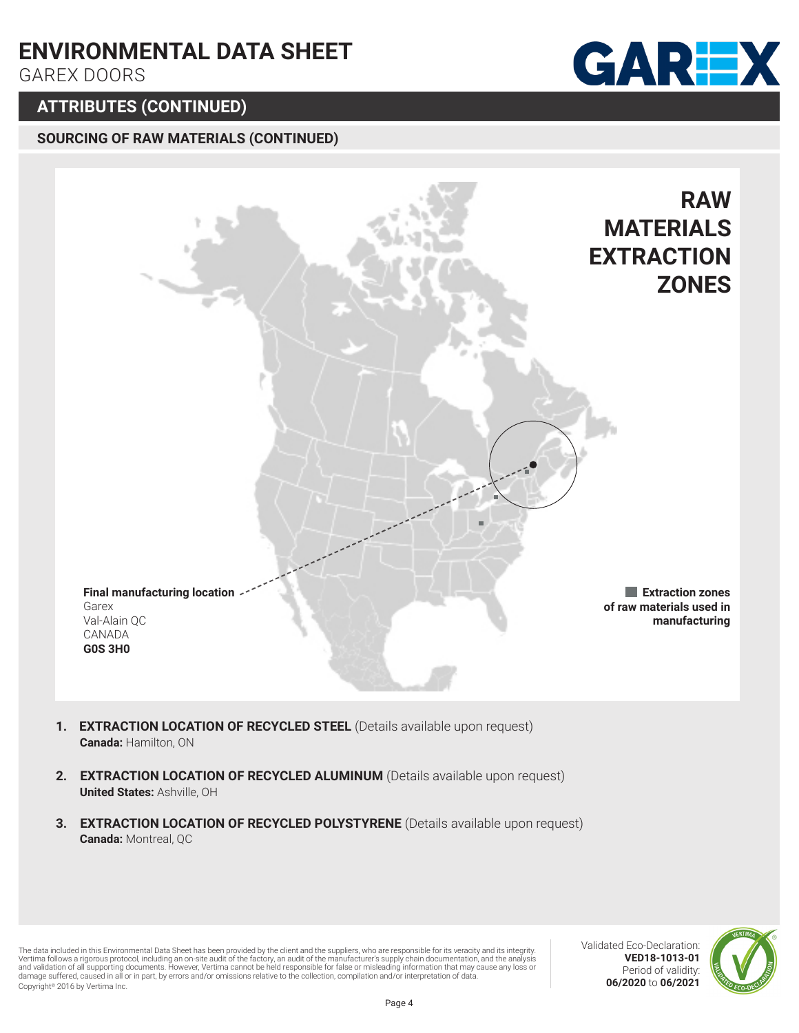# ENVIRONMENTAL DATA SHEET

GAREX DOORS

## ATTRIBUTES (CONTINUED)

### SOURCING OF RAW MATERIALS (CONTINUED)

**RAW MATERIALS EXTRACTION ZONES**

**Final manufacturing location**
Garex
Val-Alain QC
CANADA
**G0S 3H0**

**Extraction zones of raw materials used in manufacturing**

1. **EXTRACTION LOCATION OF RECYCLED STEEL** (Details available upon request)
   **Canada:** Hamilton, ON

2. **EXTRACTION LOCATION OF RECYCLED ALUMINUM** (Details available upon request)
   **United States:** Ashville, OH

3. **EXTRACTION LOCATION OF RECYCLED POLYSTYRENE** (Details available upon request)
   **Canada:** Montreal, QC

The data included in this Environmental Data Sheet has been provided by the client and the suppliers, who are responsible for its veracity and its integrity. Vertima follows a rigorous protocol, including an on-site audit of the factory, an audit of the manufacturer's supply chain documentation, and the analysis and validation of all supporting documents. However, Vertima cannot be held responsible for false or misleading information that may cause any loss or damage suffered, caused in all or in part, by errors and/or omissions relative to the collection, compilation and/or interpretation of data.
Copyright© 2016 by Vertima Inc.

Validated Eco-Declaration: **VED18-1013-01**
Period of validity: **06/2020** to **06/2021**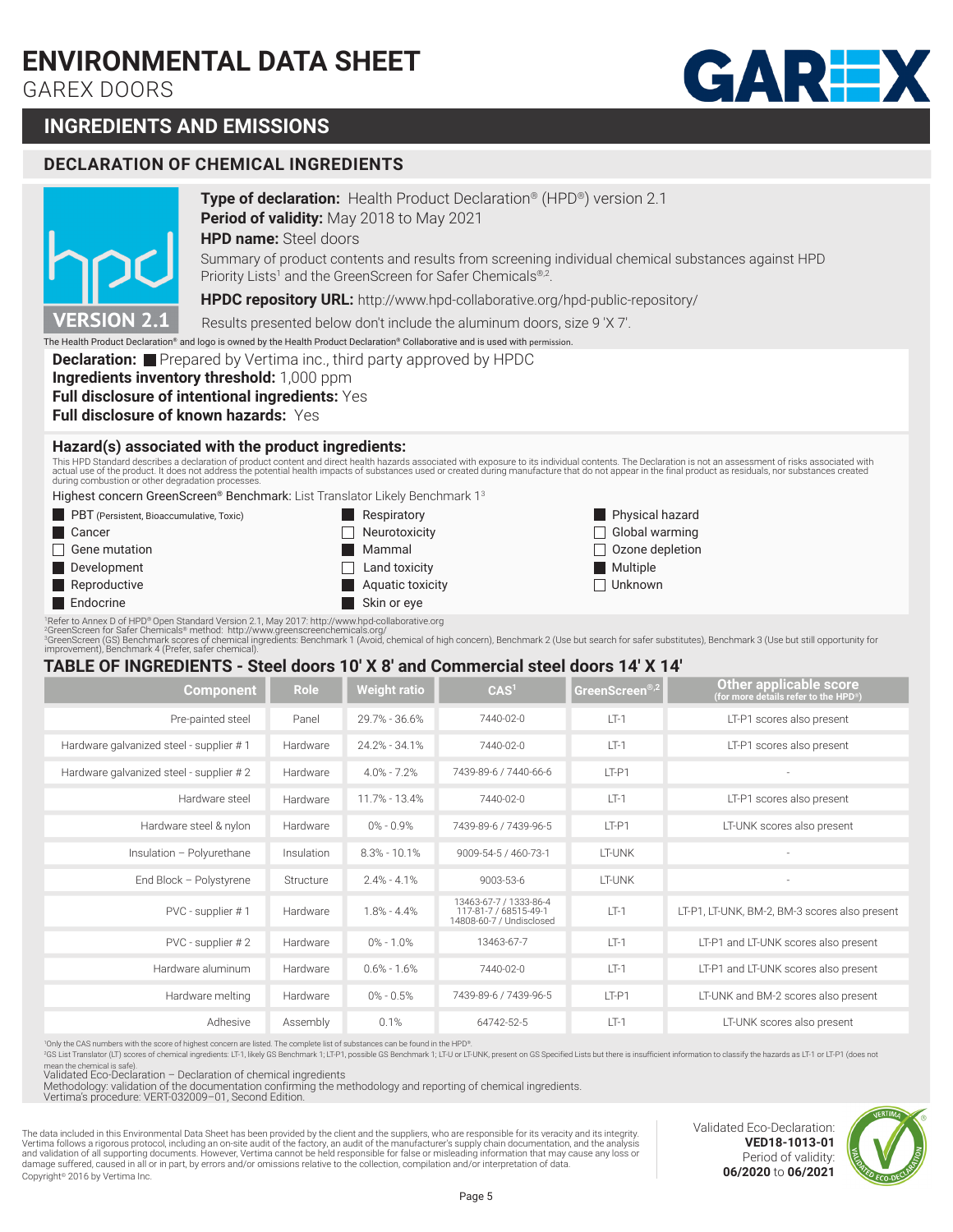# ENVIRONMENTAL DATA SHEET

GAREX DOORS

## INGREDIENTS AND EMISSIONS

### DECLARATION OF CHEMICAL INGREDIENTS

**Type of declaration:** Health Product Declaration® (HPD®) version 2.1
**Period of validity:** May 2018 to May 2021
**HPD name:** Steel doors
Summary of product contents and results from screening individual chemical substances against HPD Priority Lists[1] and the GreenScreen for Safer Chemicals®,[2].

**HPDC repository URL:** http://www.hpd-collaborative.org/hpd-public-repository/

Results presented below don't include the aluminum doors, size 9 'X 7'.

The Health Product Declaration® and logo is owned by the Health Product Declaration® Collaborative and is used with permission.

**Declaration:** ■ Prepared by Vertima inc., third party approved by HPDC
**Ingredients inventory threshold:** 1,000 ppm
**Full disclosure of intentional ingredients:** Yes
**Full disclosure of known hazards:** Yes

### Hazard(s) associated with the product ingredients:

This HPD Standard describes a declaration of product content and direct health hazards associated with exposure to its individual contents. The Declaration is not an assessment of risks associated with actual use of the product. It does not address the potential health impacts of substances used or created during manufacture that do not appear in the final product as residuals, nor substances created during combustion or other degradation processes.

Highest concern GreenScreen® Benchmark: List Translator Likely Benchmark 1[3]

- ■ PBT (Persistent, Bioaccumulative, Toxic)
- ■ Cancer
- ☐ Gene mutation
- ■ Development
- ■ Reproductive
- ■ Endocrine
- ■ Respiratory
- ☐ Neurotoxicity
- ■ Mammal
- ☐ Land toxicity
- ■ Aquatic toxicity
- ■ Skin or eye
- ■ Physical hazard
- ☐ Global warming
- ☐ Ozone depletion
- ■ Multiple
- ☐ Unknown

[1]Refer to Annex D of HPD® Open Standard Version 2.1, May 2017: http://www.hpd-collaborative.org
[2]GreenScreen for Safer Chemicals® method: http://www.greenscreenchemicals.org/
[3]GreenScreen (GS) Benchmark scores of chemical ingredients: Benchmark 1 (Avoid, chemical of high concern), Benchmark 2 (Use but search for safer substitutes), Benchmark 3 (Use but still opportunity for improvement), Benchmark 4 (Prefer, safer chemical).

### TABLE OF INGREDIENTS - Steel doors 10' X 8' and Commercial steel doors 14' X 14'

| Component | Role | Weight ratio | CAS[1] | GreenScreen®,[2] | Other applicable score (for more details refer to the HPD®) |
|---|---|---|---|---|---|
| Pre-painted steel | Panel | 29.7% - 36.6% | 7440-02-0 | LT-1 | LT-P1 scores also present |
| Hardware galvanized steel - supplier # 1 | Hardware | 24.2% - 34.1% | 7440-02-0 | LT-1 | LT-P1 scores also present |
| Hardware galvanized steel - supplier # 2 | Hardware | 4.0% - 7.2% | 7439-89-6 / 7440-66-6 | LT-P1 | - |
| Hardware steel | Hardware | 11.7% - 13.4% | 7440-02-0 | LT-1 | LT-P1 scores also present |
| Hardware steel & nylon | Hardware | 0% - 0.9% | 7439-89-6 / 7439-96-5 | LT-P1 | LT-UNK scores also present |
| Insulation – Polyurethane | Insulation | 8.3% - 10.1% | 9009-54-5 / 460-73-1 | LT-UNK | - |
| End Block – Polystyrene | Structure | 2.4% - 4.1% | 9003-53-6 | LT-UNK | - |
| PVC - supplier # 1 | Hardware | 1.8% - 4.4% | 13463-67-7 / 1333-86-4 117-81-7 / 68515-49-1 14808-60-7 / Undisclosed | LT-1 | LT-P1, LT-UNK, BM-2, BM-3 scores also present |
| PVC - supplier # 2 | Hardware | 0% - 1.0% | 13463-67-7 | LT-1 | LT-P1 and LT-UNK scores also present |
| Hardware aluminum | Hardware | 0.6% - 1.6% | 7440-02-0 | LT-1 | LT-P1 and LT-UNK scores also present |
| Hardware melting | Hardware | 0% - 0.5% | 7439-89-6 / 7439-96-5 | LT-P1 | LT-UNK and BM-2 scores also present |
| Adhesive | Assembly | 0.1% | 64742-52-5 | LT-1 | LT-UNK scores also present |

[1]Only the CAS numbers with the score of highest concern are listed. The complete list of substances can be found in the HPD®.
[2]GS List Translator (LT) scores of chemical ingredients: LT-1, likely GS Benchmark 1; LT-P1, possible GS Benchmark 1; LT-U or LT-UNK, present on GS Specified Lists but there is insufficient information to classify the hazards as LT-1 or LT-P1 (does not mean the chemical is safe).

Validated Eco-Declaration – Declaration of chemical ingredients
Methodology: validation of the documentation confirming the methodology and reporting of chemical ingredients.
Vertima's procedure: VERT-032009–01, Second Edition.

The data included in this Environmental Data Sheet has been provided by the client and the suppliers, who are responsible for its veracity and its integrity. Vertima follows a rigorous protocol, including an on-site audit of the factory, an audit of the manufacturer's supply chain documentation, and the analysis and validation of all supporting documents. However, Vertima cannot be held responsible for false or misleading information that may cause any loss or damage suffered, caused in all or in part, by errors and/or omissions relative to the collection, compilation and/or interpretation of data.
Copyright© 2016 by Vertima Inc.

Validated Eco-Declaration: **VED18-1013-01**
Period of validity: **06/2020** to **06/2021**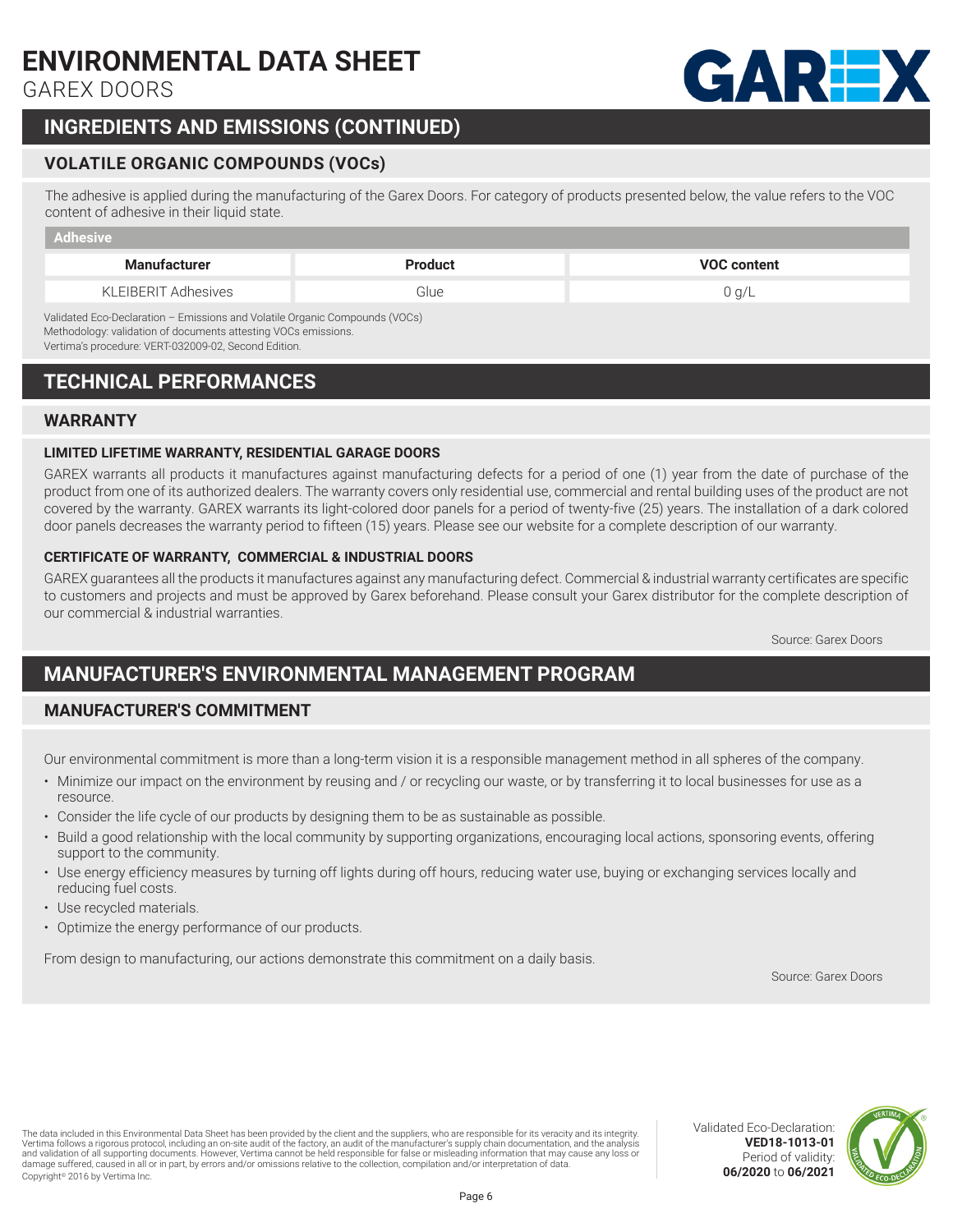## INGREDIENTS AND EMISSIONS (CONTINUED)

### VOLATILE ORGANIC COMPOUNDS (VOCs)

The adhesive is applied during the manufacturing of the Garex Doors. For category of products presented below, the value refers to the VOC content of adhesive in their liquid state.

| Adhesive | | |
|---|---|---|
| **Manufacturer** | **Product** | **VOC content** |
| KLEIBERIT Adhesives | Glue | 0 g/L |

Validated Eco-Declaration – Emissions and Volatile Organic Compounds (VOCs)
Methodology: validation of documents attesting VOCs emissions.
Vertima's procedure: VERT-032009-02, Second Edition.

## TECHNICAL PERFORMANCES

### WARRANTY

#### LIMITED LIFETIME WARRANTY, RESIDENTIAL GARAGE DOORS

GAREX warrants all products it manufactures against manufacturing defects for a period of one (1) year from the date of purchase of the product from one of its authorized dealers. The warranty covers only residential use, commercial and rental building uses of the product are not covered by the warranty. GAREX warrants its light-colored door panels for a period of twenty-five (25) years. The installation of a dark colored door panels decreases the warranty period to fifteen (15) years. Please see our website for a complete description of our warranty.

#### CERTIFICATE OF WARRANTY, COMMERCIAL & INDUSTRIAL DOORS

GAREX guarantees all the products it manufactures against any manufacturing defect. Commercial & industrial warranty certificates are specific to customers and projects and must be approved by Garex beforehand. Please consult your Garex distributor for the complete description of our commercial & industrial warranties.

Source: Garex Doors

## MANUFACTURER'S ENVIRONMENTAL MANAGEMENT PROGRAM

### MANUFACTURER'S COMMITMENT

Our environmental commitment is more than a long-term vision it is a responsible management method in all spheres of the company.

- Minimize our impact on the environment by reusing and / or recycling our waste, or by transferring it to local businesses for use as a resource.
- Consider the life cycle of our products by designing them to be as sustainable as possible.
- Build a good relationship with the local community by supporting organizations, encouraging local actions, sponsoring events, offering support to the community.
- Use energy efficiency measures by turning off lights during off hours, reducing water use, buying or exchanging services locally and reducing fuel costs.
- Use recycled materials.
- Optimize the energy performance of our products.

From design to manufacturing, our actions demonstrate this commitment on a daily basis.

Source: Garex Doors

The data included in this Environmental Data Sheet has been provided by the client and the suppliers, who are responsible for its veracity and its integrity. Vertima follows a rigorous protocol, including an on-site audit of the factory, an audit of the manufacturer's supply chain documentation, and the analysis and validation of all supporting documents. However, Vertima cannot be held responsible for false or misleading information that may cause any loss or damage suffered, caused in all or in part, by errors and/or omissions relative to the collection, compilation and/or interpretation of data.
Copyright© 2016 by Vertima Inc.

Validated Eco-Declaration: **VED18-1013-01**
Period of validity: **06/2020** to **06/2021**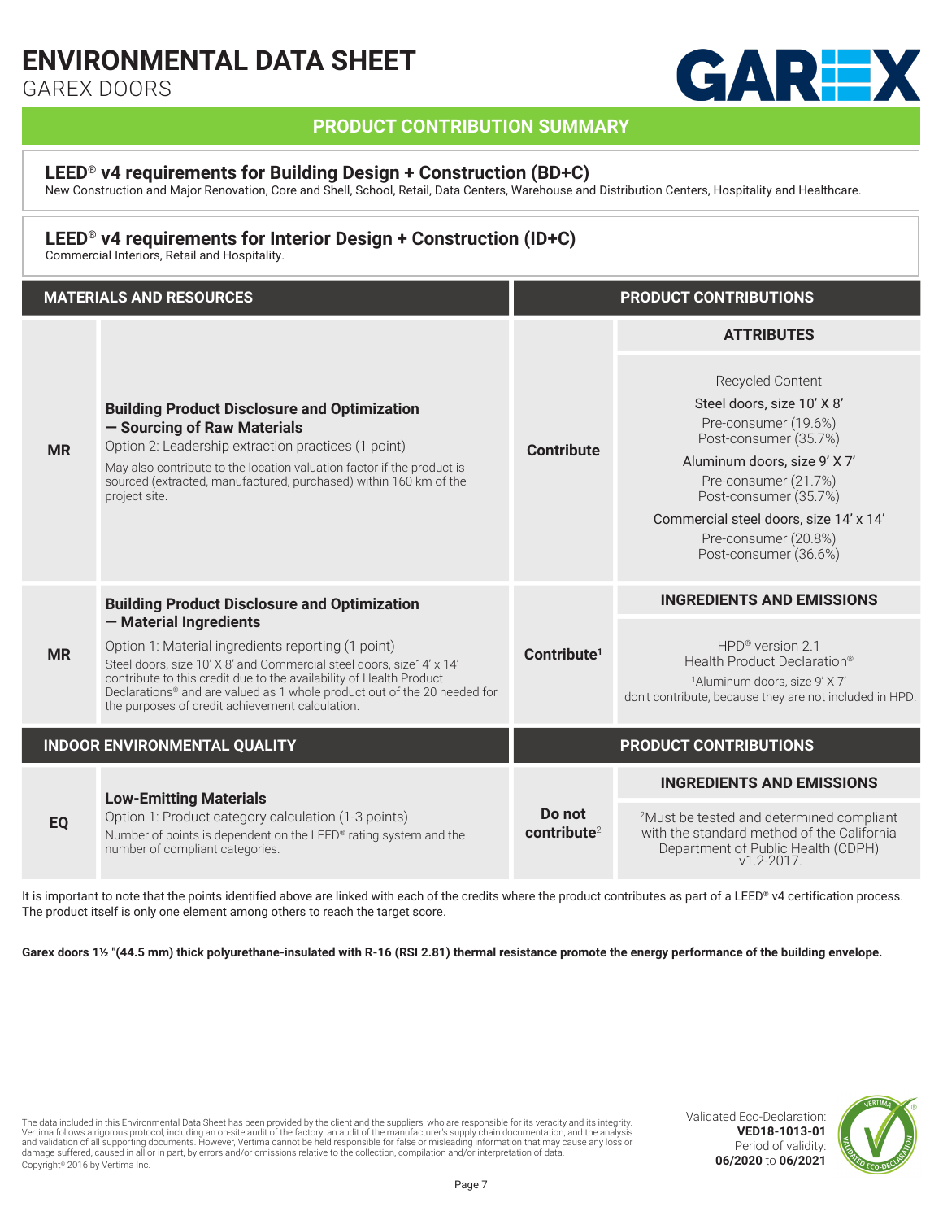# ENVIRONMENTAL DATA SHEET

GAREX DOORS

GAREX

## PRODUCT CONTRIBUTION SUMMARY

### LEED® v4 requirements for Building Design + Construction (BD+C)

New Construction and Major Renovation, Core and Shell, School, Retail, Data Centers, Warehouse and Distribution Centers, Hospitality and Healthcare.

### LEED® v4 requirements for Interior Design + Construction (ID+C)

Commercial Interiors, Retail and Hospitality.

| MATERIALS AND RESOURCES | | PRODUCT CONTRIBUTIONS | |
|---|---|---|---|
| | | | **ATTRIBUTES** |
| **MR** | **Building Product Disclosure and Optimization — Sourcing of Raw Materials**<br>Option 2: Leadership extraction practices (1 point)<br>May also contribute to the location valuation factor if the product is sourced (extracted, manufactured, purchased) within 160 km of the project site. | **Contribute** | Recycled Content<br>Steel doors, size 10' X 8'<br>Pre-consumer (19.6%)<br>Post-consumer (35.7%)<br>Aluminum doors, size 9' X 7'<br>Pre-consumer (21.7%)<br>Post-consumer (35.7%)<br>Commercial steel doors, size 14' x 14'<br>Pre-consumer (20.8%)<br>Post-consumer (36.6%) |
| | | | **INGREDIENTS AND EMISSIONS** |
| **MR** | **Building Product Disclosure and Optimization — Material Ingredients**<br>Option 1: Material ingredients reporting (1 point)<br>Steel doors, size 10' X 8' and Commercial steel doors, size14' x 14' contribute to this credit due to the availability of Health Product Declarations® and are valued as 1 whole product out of the 20 needed for the purposes of credit achievement calculation. | **Contribute**[1] | HPD® version 2.1<br>Health Product Declaration®<br>[1]Aluminum doors, size 9' X 7' don't contribute, because they are not included in HPD. |

| INDOOR ENVIRONMENTAL QUALITY | | PRODUCT CONTRIBUTIONS | |
|---|---|---|---|
| | | | **INGREDIENTS AND EMISSIONS** |
| **EQ** | **Low-Emitting Materials**<br>Option 1: Product category calculation (1-3 points)<br>Number of points is dependent on the LEED® rating system and the number of compliant categories. | **Do not contribute**[2] | [2]Must be tested and determined compliant with the standard method of the California Department of Public Health (CDPH) v1.2-2017. |

It is important to note that the points identified above are linked with each of the credits where the product contributes as part of a LEED® v4 certification process. The product itself is only one element among others to reach the target score.

**Garex doors 1½ "(44.5 mm) thick polyurethane-insulated with R-16 (RSI 2.81) thermal resistance promote the energy performance of the building envelope.**

The data included in this Environmental Data Sheet has been provided by the client and the suppliers, who are responsible for its veracity and its integrity. Vertima follows a rigorous protocol, including an on-site audit of the factory, an audit of the manufacturer's supply chain documentation, and the analysis and validation of all supporting documents. However, Vertima cannot be held responsible for false or misleading information that may cause any loss or damage suffered, caused in all or in part, by errors and/or omissions relative to the collection, compilation and/or interpretation of data.
Copyright© 2016 by Vertima Inc.

Validated Eco-Declaration: **VED18-1013-01**
Period of validity: **06/2020** to **06/2021**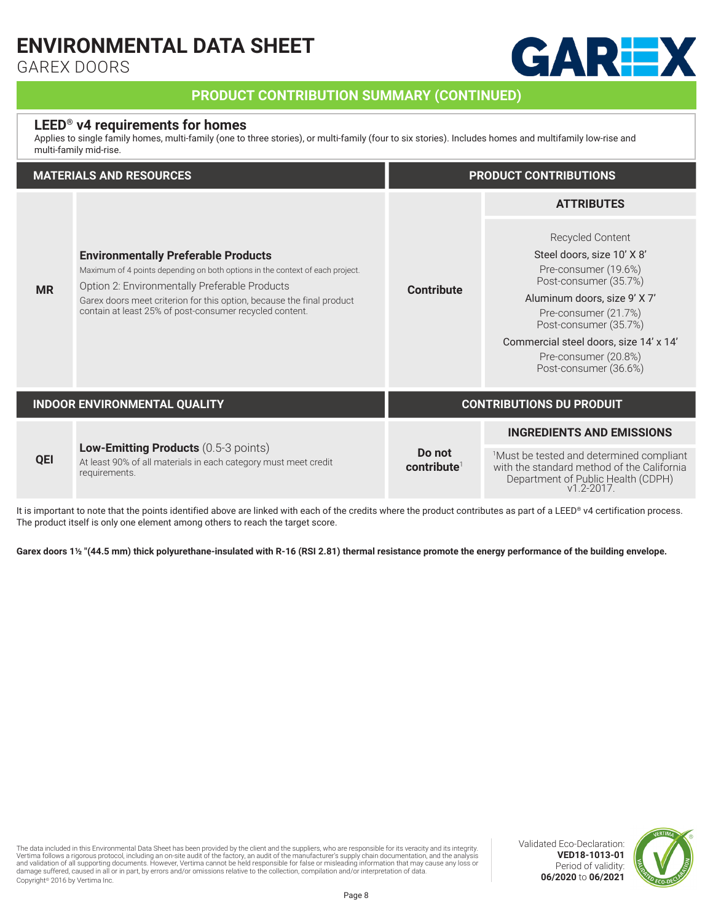# ENVIRONMENTAL DATA SHEET

GAREX DOORS

## PRODUCT CONTRIBUTION SUMMARY (CONTINUED)

### LEED® v4 requirements for homes

Applies to single family homes, multi-family (one to three stories), or multi-family (four to six stories). Includes homes and multifamily low-rise and multi-family mid-rise.

| MATERIALS AND RESOURCES | | PRODUCT CONTRIBUTIONS | |
|---|---|---|---|
| | | | **ATTRIBUTES** |
| **MR** | **Environmentally Preferable Products**<br>Maximum of 4 points depending on both options in the context of each project.<br>Option 2: Environmentally Preferable Products<br>Garex doors meet criterion for this option, because the final product contain at least 25% of post-consumer recycled content. | **Contribute** | Recycled Content<br>Steel doors, size 10' X 8'<br>Pre-consumer (19.6%)<br>Post-consumer (35.7%)<br>Aluminum doors, size 9' X 7'<br>Pre-consumer (21.7%)<br>Post-consumer (35.7%)<br>Commercial steel doors, size 14' x 14'<br>Pre-consumer (20.8%)<br>Post-consumer (36.6%) |

| INDOOR ENVIRONMENTAL QUALITY | | CONTRIBUTIONS DU PRODUIT | |
|---|---|---|---|
| | | | **INGREDIENTS AND EMISSIONS** |
| **QEI** | **Low-Emitting Products** (0.5-3 points)<br>At least 90% of all materials in each category must meet credit requirements. | **Do not contribute**[1] | [1]Must be tested and determined compliant with the standard method of the California Department of Public Health (CDPH) v1.2-2017. |

It is important to note that the points identified above are linked with each of the credits where the product contributes as part of a LEED® v4 certification process. The product itself is only one element among others to reach the target score.

**Garex doors 1½ "(44.5 mm) thick polyurethane-insulated with R-16 (RSI 2.81) thermal resistance promote the energy performance of the building envelope.**

The data included in this Environmental Data Sheet has been provided by the client and the suppliers, who are responsible for its veracity and its integrity. Vertima follows a rigorous protocol, including an on-site audit of the factory, an audit of the manufacturer's supply chain documentation, and the analysis and validation of all supporting documents. However, Vertima cannot be held responsible for false or misleading information that may cause any loss or damage suffered, caused in all or in part, by errors and/or omissions relative to the collection, compilation and/or interpretation of data.
Copyright© 2016 by Vertima Inc.

Validated Eco-Declaration: **VED18-1013-01**
Period of validity: **06/2020** to **06/2021**